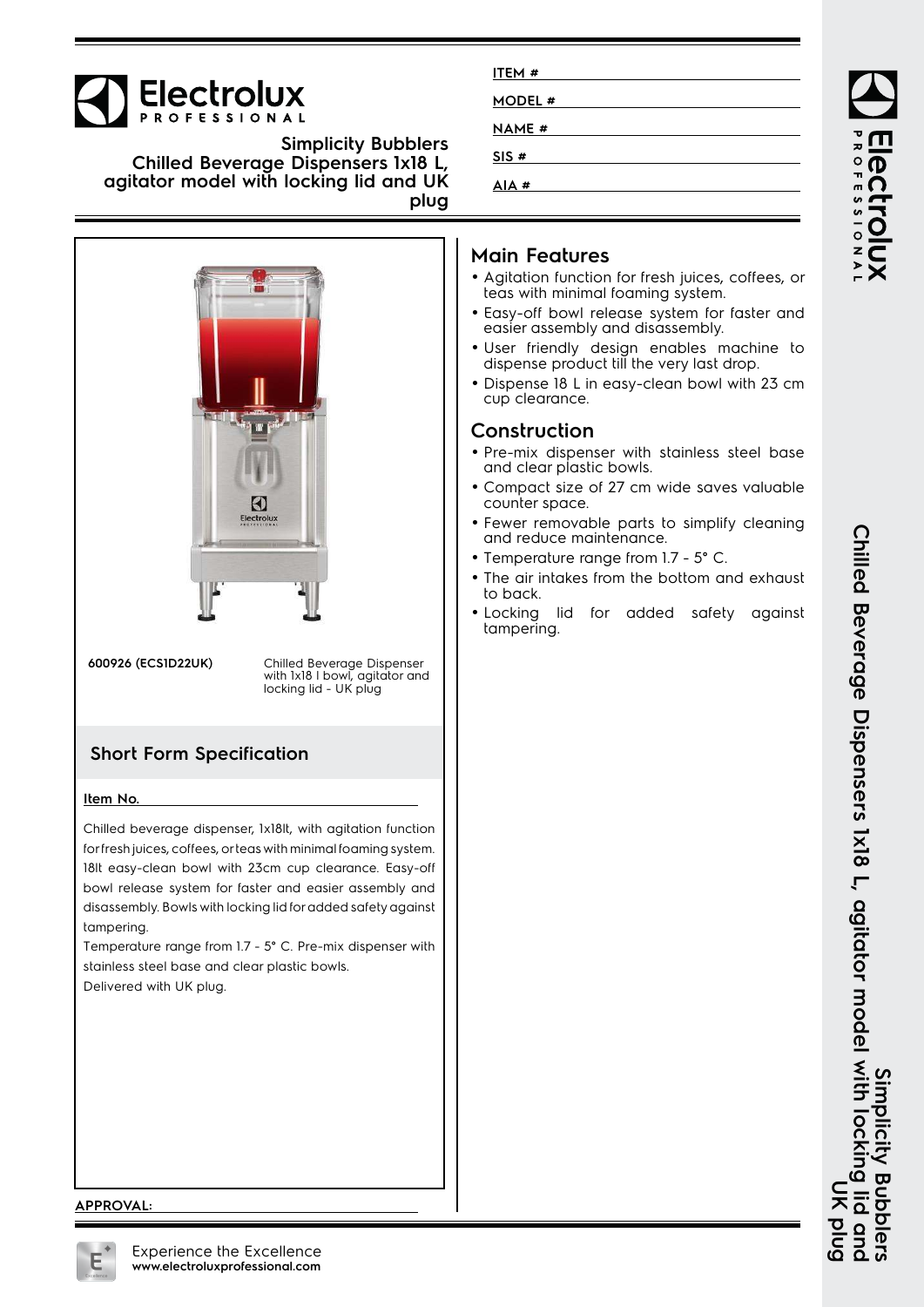# Electrolux PROFESSIONAL

## Simplicity Bubblers Chilled Beverage Dispensers 1x18 L, agitator model with locking lid and UK plug

ITEM #

MODEL #

NAME #

SIS #

AIA #

**600926 (ECS1D22UK)** Chilled Beverage Dispenser with 1x18 l bowl, agitator and locking lid - UK plug

## Short Form Specification

**Item No.**

Chilled beverage dispenser, 1x18lt, with agitation function for fresh juices, coffees, or teas with minimal foaming system. 18lt easy-clean bowl with 23cm cup clearance. Easy-off bowl release system for faster and easier assembly and disassembly. Bowls with locking lid for added safety against tampering.

Temperature range from 1.7 - 5° C. Pre-mix dispenser with stainless steel base and clear plastic bowls.

Delivered with UK plug.

## Main Features

- Agitation function for fresh juices, coffees, or teas with minimal foaming system.
- Easy-off bowl release system for faster and easier assembly and disassembly.
- User friendly design enables machine to dispense product till the very last drop.
- Dispense 18 L in easy-clean bowl with 23 cm cup clearance.

## Construction

- Pre-mix dispenser with stainless steel base and clear plastic bowls.
- Compact size of 27 cm wide saves valuable counter space.
- Fewer removable parts to simplify cleaning and reduce maintenance.
- Temperature range from 1.7 - 5° C.
- The air intakes from the bottom and exhaust to back.
- Locking lid for added safety against tampering.

**APPROVAL:**

Experience the Excellence
**www.electroluxprofessional.com**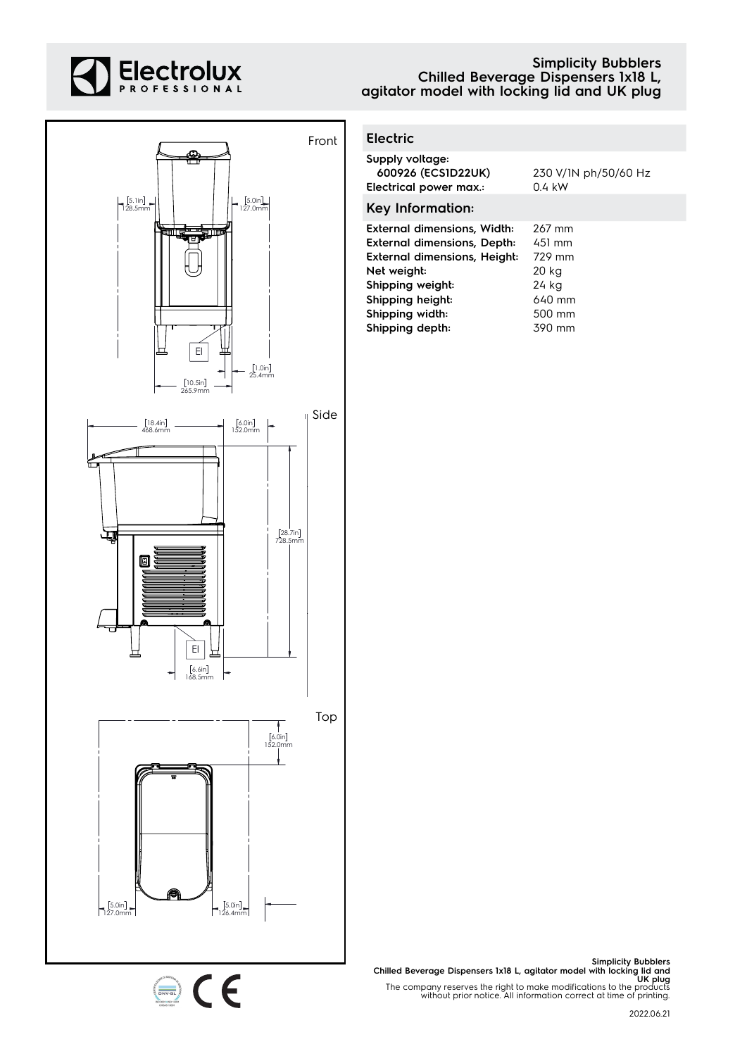# Simplicity Bubblers Chilled Beverage Dispensers 1x18 L, agitator model with locking lid and UK plug

Front

[5.1in] 128.5mm

[5.0in] 127.0mm

EI

[1.0in] 25.4mm

[10.5in] 265.9mm

Side

[18.4in] 468.6mm

[6.0in] 152.0mm

[28.7in] 728.5mm

EI

[6.6in] 168.5mm

Top

[6.0in] 152.0mm

[5.0in] 127.0mm

[5.0in] 126.4mm

## Electric

| | |
|---|---|
| **Supply voltage:** | |
| **600926 (ECS1D22UK)** | 230 V/1N ph/50/60 Hz |
| **Electrical power max.:** | 0.4 kW |

## Key Information:

| | |
|---|---|
| **External dimensions, Width:** | 267 mm |
| **External dimensions, Depth:** | 451 mm |
| **External dimensions, Height:** | 729 mm |
| **Net weight:** | 20 kg |
| **Shipping weight:** | 24 kg |
| **Shipping height:** | 640 mm |
| **Shipping width:** | 500 mm |
| **Shipping depth:** | 390 mm |

**Simplicity Bubblers**
**Chilled Beverage Dispensers 1x18 L, agitator model with locking lid and UK plug**
The company reserves the right to make modifications to the products without prior notice. All information correct at time of printing.

2022.06.21